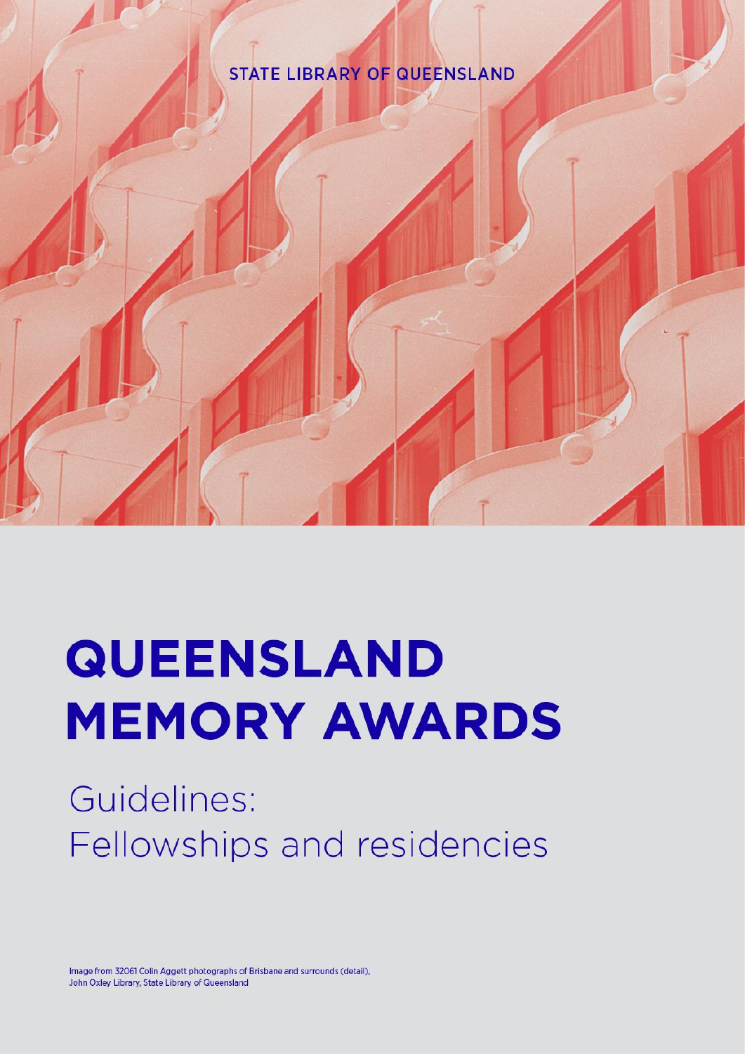STATE LIBRARY OF QUEENSLAND

# QUEENSLAND MEMORY AWARDS

## Guidelines: Fellowships and residencies

Image from 32061 Colin Aggett photographs of Brisbane and surrounds (detail), John Oxley Library, State Library of Queensland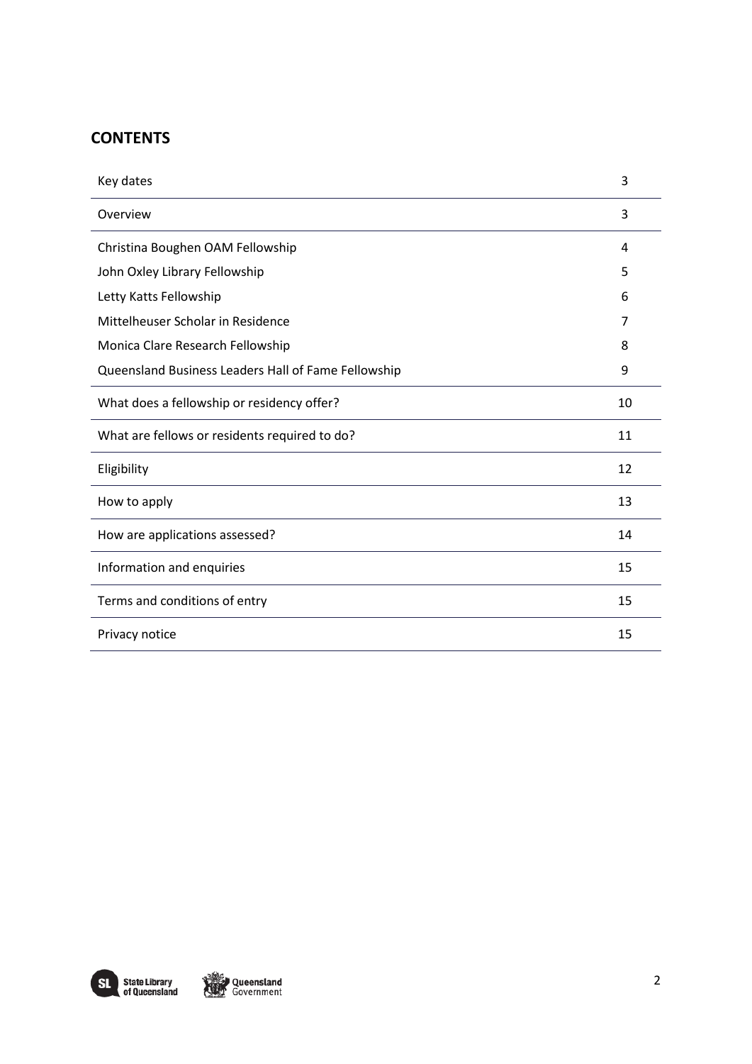## CONTENTS

| | |
|---|---|
| Key dates | 3 |
| Overview | 3 |
| Christina Boughen OAM Fellowship | 4 |
| John Oxley Library Fellowship | 5 |
| Letty Katts Fellowship | 6 |
| Mittelheuser Scholar in Residence | 7 |
| Monica Clare Research Fellowship | 8 |
| Queensland Business Leaders Hall of Fame Fellowship | 9 |
| What does a fellowship or residency offer? | 10 |
| What are fellows or residents required to do? | 11 |
| Eligibility | 12 |
| How to apply | 13 |
| How are applications assessed? | 14 |
| Information and enquiries | 15 |
| Terms and conditions of entry | 15 |
| Privacy notice | 15 |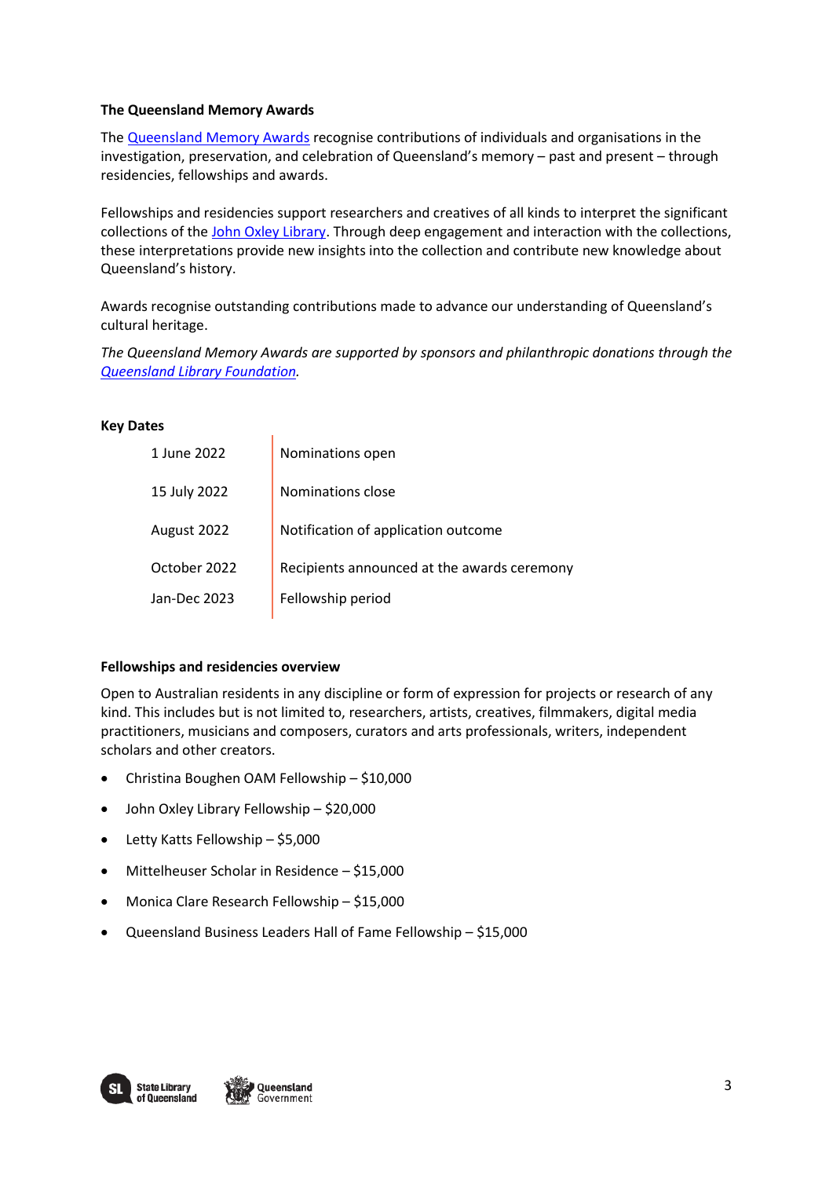**The Queensland Memory Awards**

The Queensland Memory Awards recognise contributions of individuals and organisations in the investigation, preservation, and celebration of Queensland's memory – past and present – through residencies, fellowships and awards.

Fellowships and residencies support researchers and creatives of all kinds to interpret the significant collections of the John Oxley Library. Through deep engagement and interaction with the collections, these interpretations provide new insights into the collection and contribute new knowledge about Queensland's history.

Awards recognise outstanding contributions made to advance our understanding of Queensland's cultural heritage.

*The Queensland Memory Awards are supported by sponsors and philanthropic donations through the Queensland Library Foundation.*

**Key Dates**

| | |
|---|---|
| 1 June 2022 | Nominations open |
| 15 July 2022 | Nominations close |
| August 2022 | Notification of application outcome |
| October 2022 | Recipients announced at the awards ceremony |
| Jan-Dec 2023 | Fellowship period |

**Fellowships and residencies overview**

Open to Australian residents in any discipline or form of expression for projects or research of any kind. This includes but is not limited to, researchers, artists, creatives, filmmakers, digital media practitioners, musicians and composers, curators and arts professionals, writers, independent scholars and other creators.

- Christina Boughen OAM Fellowship – $10,000
- John Oxley Library Fellowship – $20,000
- Letty Katts Fellowship – $5,000
- Mittelheuser Scholar in Residence – $15,000
- Monica Clare Research Fellowship – $15,000
- Queensland Business Leaders Hall of Fame Fellowship – $15,000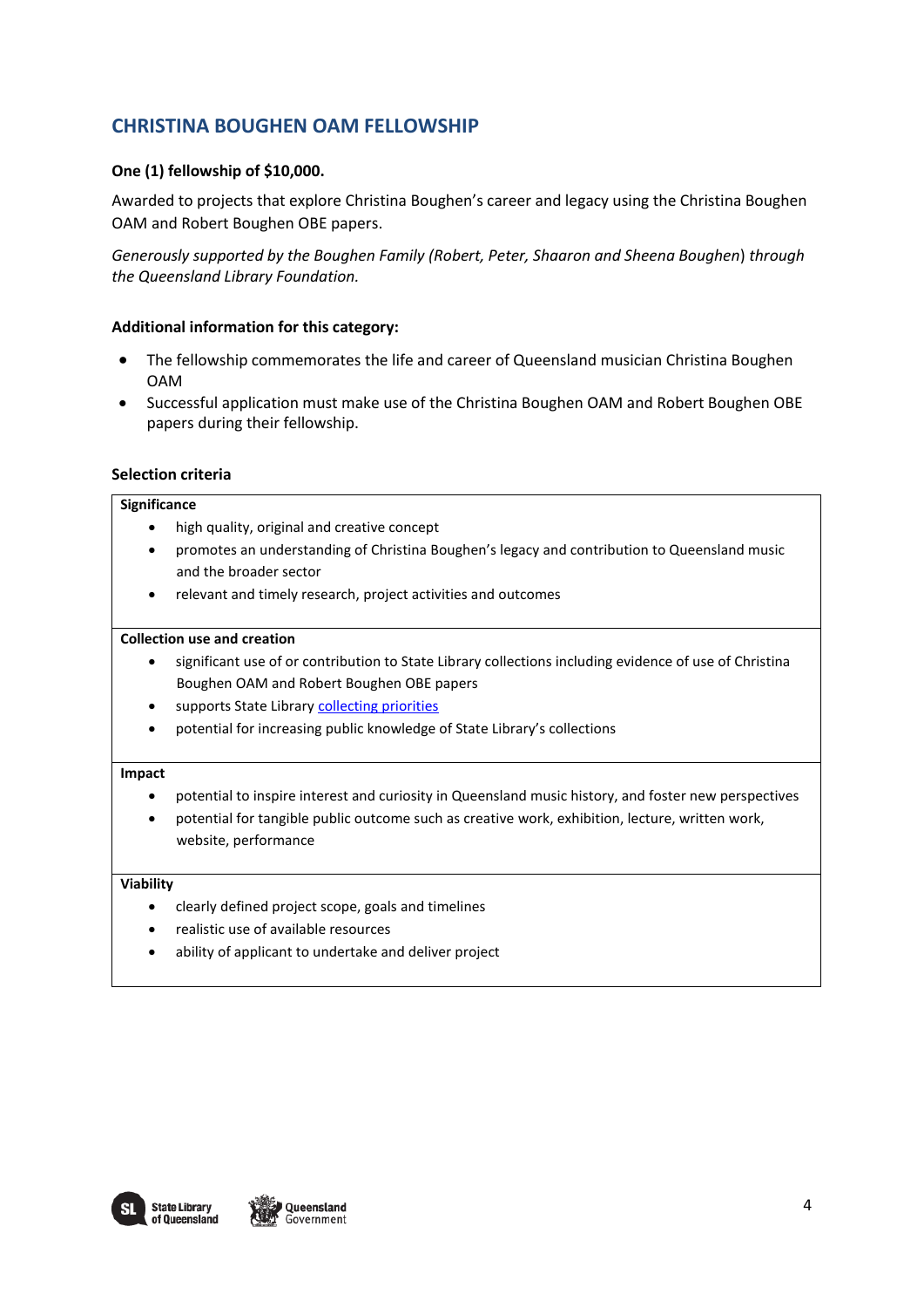## CHRISTINA BOUGHEN OAM FELLOWSHIP

**One (1) fellowship of $10,000.**

Awarded to projects that explore Christina Boughen's career and legacy using the Christina Boughen OAM and Robert Boughen OBE papers.

*Generously supported by the Boughen Family (Robert, Peter, Shaaron and Sheena Boughen) through the Queensland Library Foundation.*

### Additional information for this category:

- The fellowship commemorates the life and career of Queensland musician Christina Boughen OAM
- Successful application must make use of the Christina Boughen OAM and Robert Boughen OBE papers during their fellowship.

### Selection criteria

**Significance**

- high quality, original and creative concept
- promotes an understanding of Christina Boughen's legacy and contribution to Queensland music and the broader sector
- relevant and timely research, project activities and outcomes

**Collection use and creation**

- significant use of or contribution to State Library collections including evidence of use of Christina Boughen OAM and Robert Boughen OBE papers
- supports State Library collecting priorities
- potential for increasing public knowledge of State Library's collections

**Impact**

- potential to inspire interest and curiosity in Queensland music history, and foster new perspectives
- potential for tangible public outcome such as creative work, exhibition, lecture, written work, website, performance

**Viability**

- clearly defined project scope, goals and timelines
- realistic use of available resources
- ability of applicant to undertake and deliver project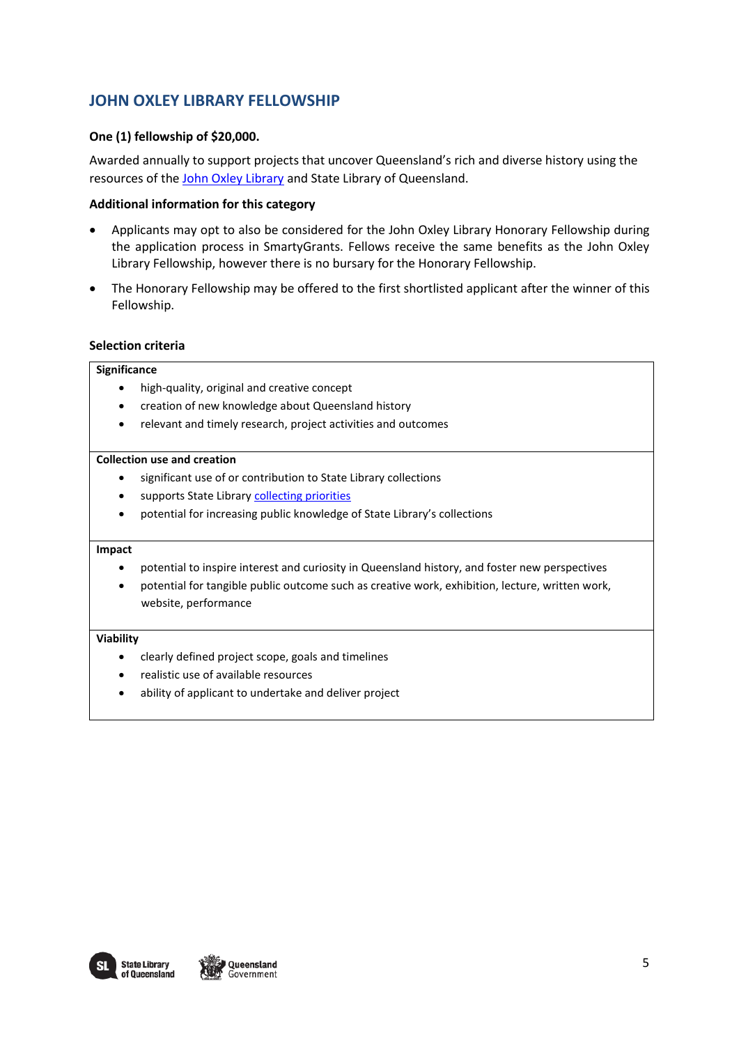## JOHN OXLEY LIBRARY FELLOWSHIP

**One (1) fellowship of $20,000.**

Awarded annually to support projects that uncover Queensland's rich and diverse history using the resources of the John Oxley Library and State Library of Queensland.

**Additional information for this category**

- Applicants may opt to also be considered for the John Oxley Library Honorary Fellowship during the application process in SmartyGrants. Fellows receive the same benefits as the John Oxley Library Fellowship, however there is no bursary for the Honorary Fellowship.
- The Honorary Fellowship may be offered to the first shortlisted applicant after the winner of this Fellowship.

**Selection criteria**

**Significance**

- high-quality, original and creative concept
- creation of new knowledge about Queensland history
- relevant and timely research, project activities and outcomes

**Collection use and creation**

- significant use of or contribution to State Library collections
- supports State Library collecting priorities
- potential for increasing public knowledge of State Library's collections

**Impact**

- potential to inspire interest and curiosity in Queensland history, and foster new perspectives
- potential for tangible public outcome such as creative work, exhibition, lecture, written work, website, performance

**Viability**

- clearly defined project scope, goals and timelines
- realistic use of available resources
- ability of applicant to undertake and deliver project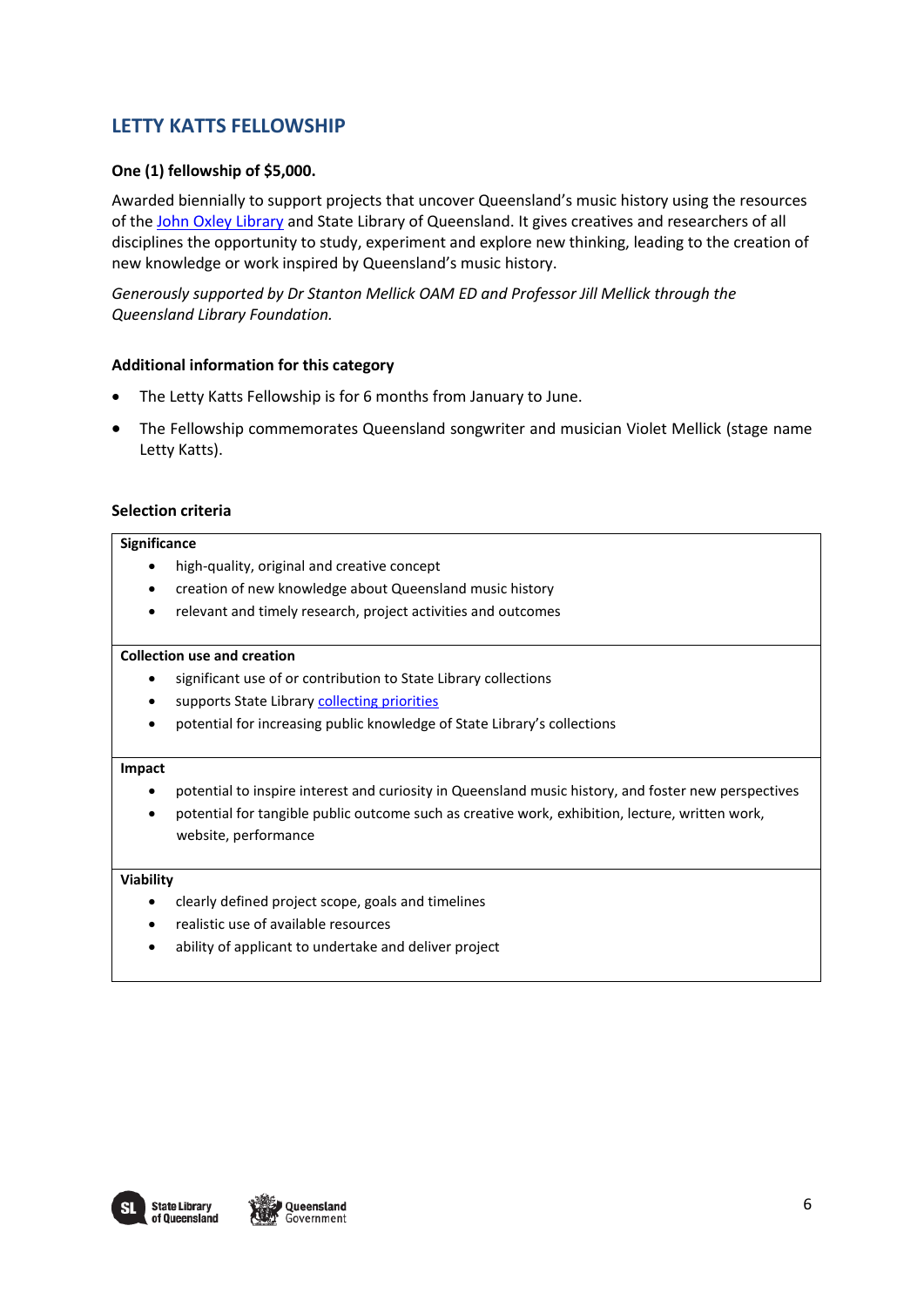## LETTY KATTS FELLOWSHIP

**One (1) fellowship of $5,000.**

Awarded biennially to support projects that uncover Queensland's music history using the resources of the John Oxley Library and State Library of Queensland. It gives creatives and researchers of all disciplines the opportunity to study, experiment and explore new thinking, leading to the creation of new knowledge or work inspired by Queensland's music history.

*Generously supported by Dr Stanton Mellick OAM ED and Professor Jill Mellick through the Queensland Library Foundation.*

### Additional information for this category

- The Letty Katts Fellowship is for 6 months from January to June.
- The Fellowship commemorates Queensland songwriter and musician Violet Mellick (stage name Letty Katts).

### Selection criteria

**Significance**

- high-quality, original and creative concept
- creation of new knowledge about Queensland music history
- relevant and timely research, project activities and outcomes

**Collection use and creation**

- significant use of or contribution to State Library collections
- supports State Library collecting priorities
- potential for increasing public knowledge of State Library's collections

**Impact**

- potential to inspire interest and curiosity in Queensland music history, and foster new perspectives
- potential for tangible public outcome such as creative work, exhibition, lecture, written work, website, performance

**Viability**

- clearly defined project scope, goals and timelines
- realistic use of available resources
- ability of applicant to undertake and deliver project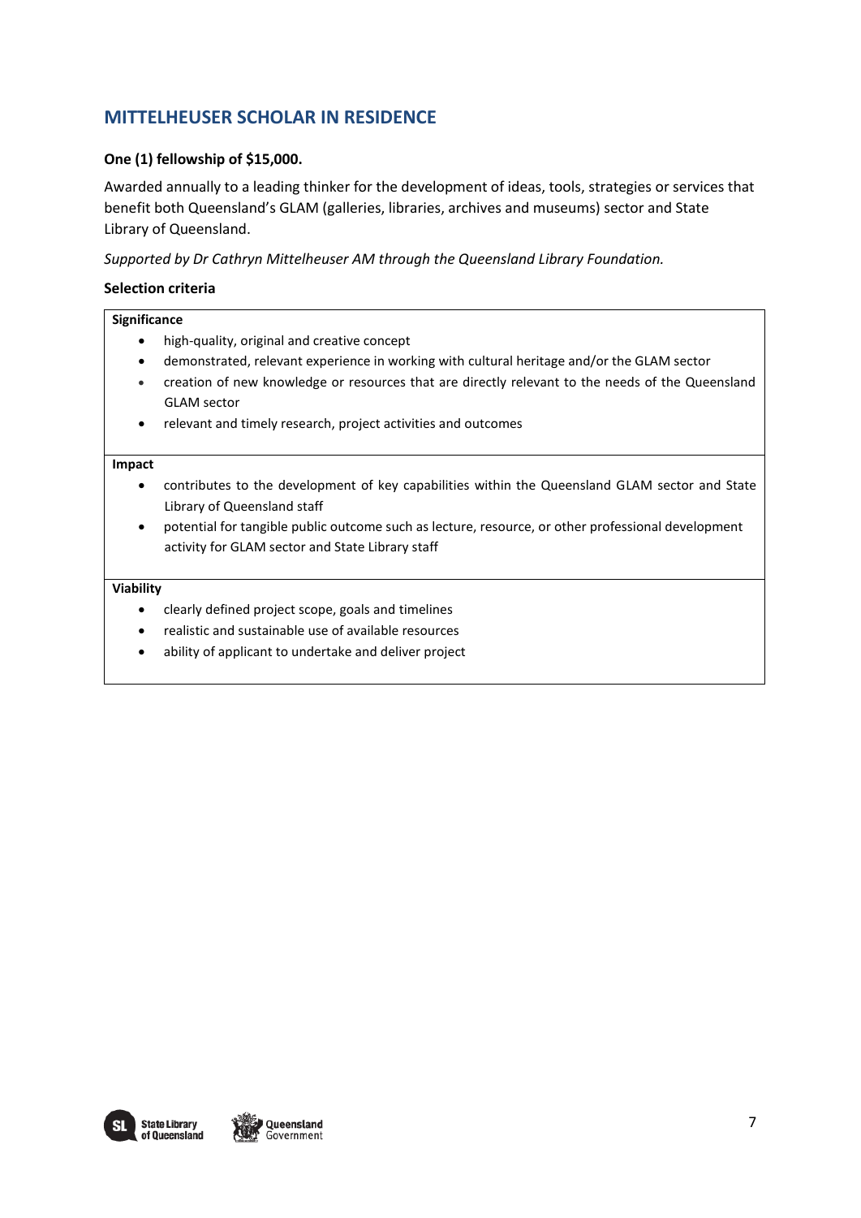## MITTELHEUSER SCHOLAR IN RESIDENCE

**One (1) fellowship of $15,000.**

Awarded annually to a leading thinker for the development of ideas, tools, strategies or services that benefit both Queensland's GLAM (galleries, libraries, archives and museums) sector and State Library of Queensland.

*Supported by Dr Cathryn Mittelheuser AM through the Queensland Library Foundation.*

**Selection criteria**

**Significance**

- high-quality, original and creative concept
- demonstrated, relevant experience in working with cultural heritage and/or the GLAM sector
- creation of new knowledge or resources that are directly relevant to the needs of the Queensland GLAM sector
- relevant and timely research, project activities and outcomes

**Impact**

- contributes to the development of key capabilities within the Queensland GLAM sector and State Library of Queensland staff
- potential for tangible public outcome such as lecture, resource, or other professional development activity for GLAM sector and State Library staff

**Viability**

- clearly defined project scope, goals and timelines
- realistic and sustainable use of available resources
- ability of applicant to undertake and deliver project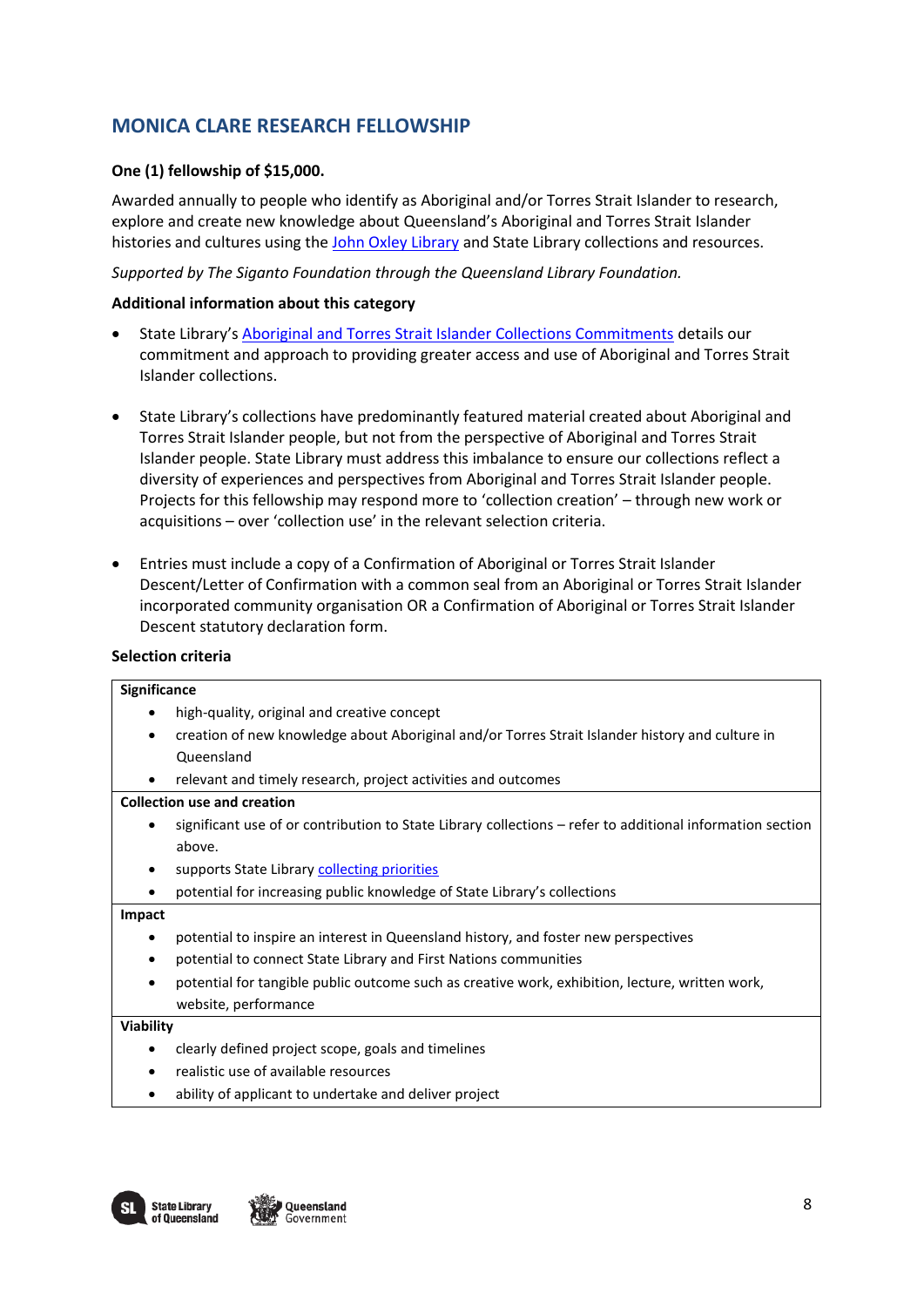## MONICA CLARE RESEARCH FELLOWSHIP

**One (1) fellowship of $15,000.**

Awarded annually to people who identify as Aboriginal and/or Torres Strait Islander to research, explore and create new knowledge about Queensland's Aboriginal and Torres Strait Islander histories and cultures using the John Oxley Library and State Library collections and resources.

*Supported by The Siganto Foundation through the Queensland Library Foundation.*

**Additional information about this category**

- State Library's Aboriginal and Torres Strait Islander Collections Commitments details our commitment and approach to providing greater access and use of Aboriginal and Torres Strait Islander collections.
- State Library's collections have predominantly featured material created about Aboriginal and Torres Strait Islander people, but not from the perspective of Aboriginal and Torres Strait Islander people. State Library must address this imbalance to ensure our collections reflect a diversity of experiences and perspectives from Aboriginal and Torres Strait Islander people. Projects for this fellowship may respond more to 'collection creation' – through new work or acquisitions – over 'collection use' in the relevant selection criteria.
- Entries must include a copy of a Confirmation of Aboriginal or Torres Strait Islander Descent/Letter of Confirmation with a common seal from an Aboriginal or Torres Strait Islander incorporated community organisation OR a Confirmation of Aboriginal or Torres Strait Islander Descent statutory declaration form.

**Selection criteria**

| Selection criteria |
| --- |
| **Significance**<br>• high-quality, original and creative concept<br>• creation of new knowledge about Aboriginal and/or Torres Strait Islander history and culture in Queensland<br>• relevant and timely research, project activities and outcomes |
| **Collection use and creation**<br>• significant use of or contribution to State Library collections – refer to additional information section above.<br>• supports State Library collecting priorities<br>• potential for increasing public knowledge of State Library's collections |
| **Impact**<br>• potential to inspire an interest in Queensland history, and foster new perspectives<br>• potential to connect State Library and First Nations communities<br>• potential for tangible public outcome such as creative work, exhibition, lecture, written work, website, performance |
| **Viability**<br>• clearly defined project scope, goals and timelines<br>• realistic use of available resources<br>• ability of applicant to undertake and deliver project |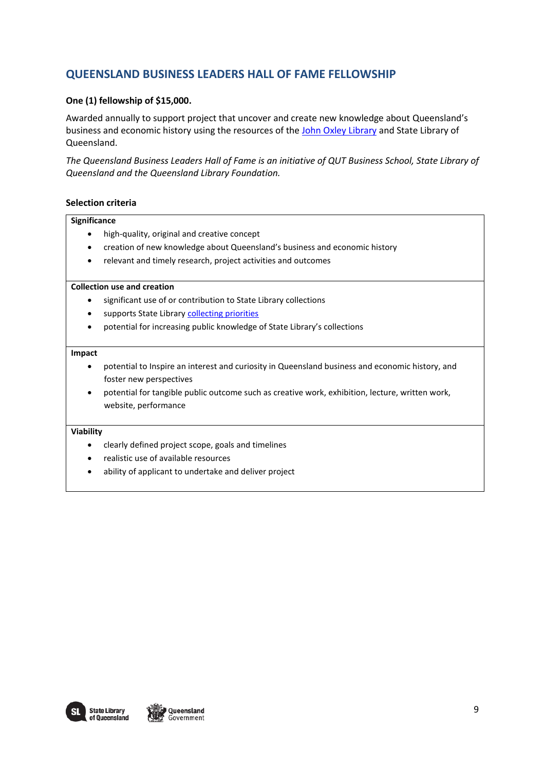## QUEENSLAND BUSINESS LEADERS HALL OF FAME FELLOWSHIP

**One (1) fellowship of $15,000.**

Awarded annually to support project that uncover and create new knowledge about Queensland's business and economic history using the resources of the John Oxley Library and State Library of Queensland.

*The Queensland Business Leaders Hall of Fame is an initiative of QUT Business School, State Library of Queensland and the Queensland Library Foundation.*

### Selection criteria

**Significance**

- high-quality, original and creative concept
- creation of new knowledge about Queensland's business and economic history
- relevant and timely research, project activities and outcomes

**Collection use and creation**

- significant use of or contribution to State Library collections
- supports State Library collecting priorities
- potential for increasing public knowledge of State Library's collections

**Impact**

- potential to Inspire an interest and curiosity in Queensland business and economic history, and foster new perspectives
- potential for tangible public outcome such as creative work, exhibition, lecture, written work, website, performance

**Viability**

- clearly defined project scope, goals and timelines
- realistic use of available resources
- ability of applicant to undertake and deliver project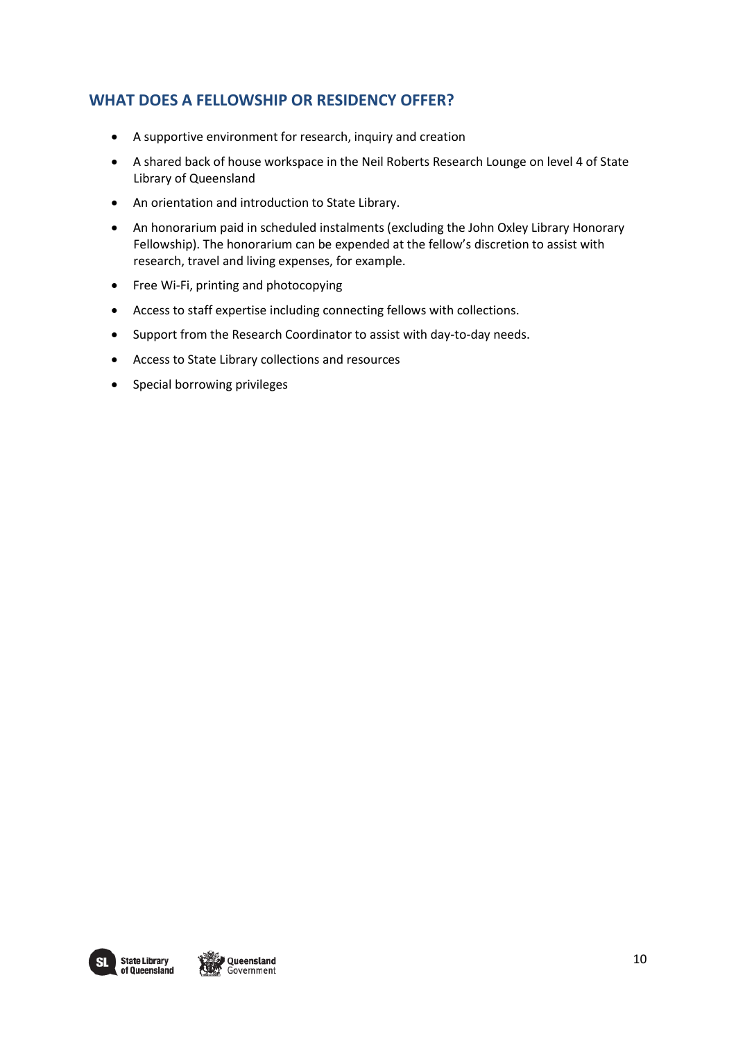## WHAT DOES A FELLOWSHIP OR RESIDENCY OFFER?

- A supportive environment for research, inquiry and creation
- A shared back of house workspace in the Neil Roberts Research Lounge on level 4 of State Library of Queensland
- An orientation and introduction to State Library.
- An honorarium paid in scheduled instalments (excluding the John Oxley Library Honorary Fellowship). The honorarium can be expended at the fellow's discretion to assist with research, travel and living expenses, for example.
- Free Wi-Fi, printing and photocopying
- Access to staff expertise including connecting fellows with collections.
- Support from the Research Coordinator to assist with day-to-day needs.
- Access to State Library collections and resources
- Special borrowing privileges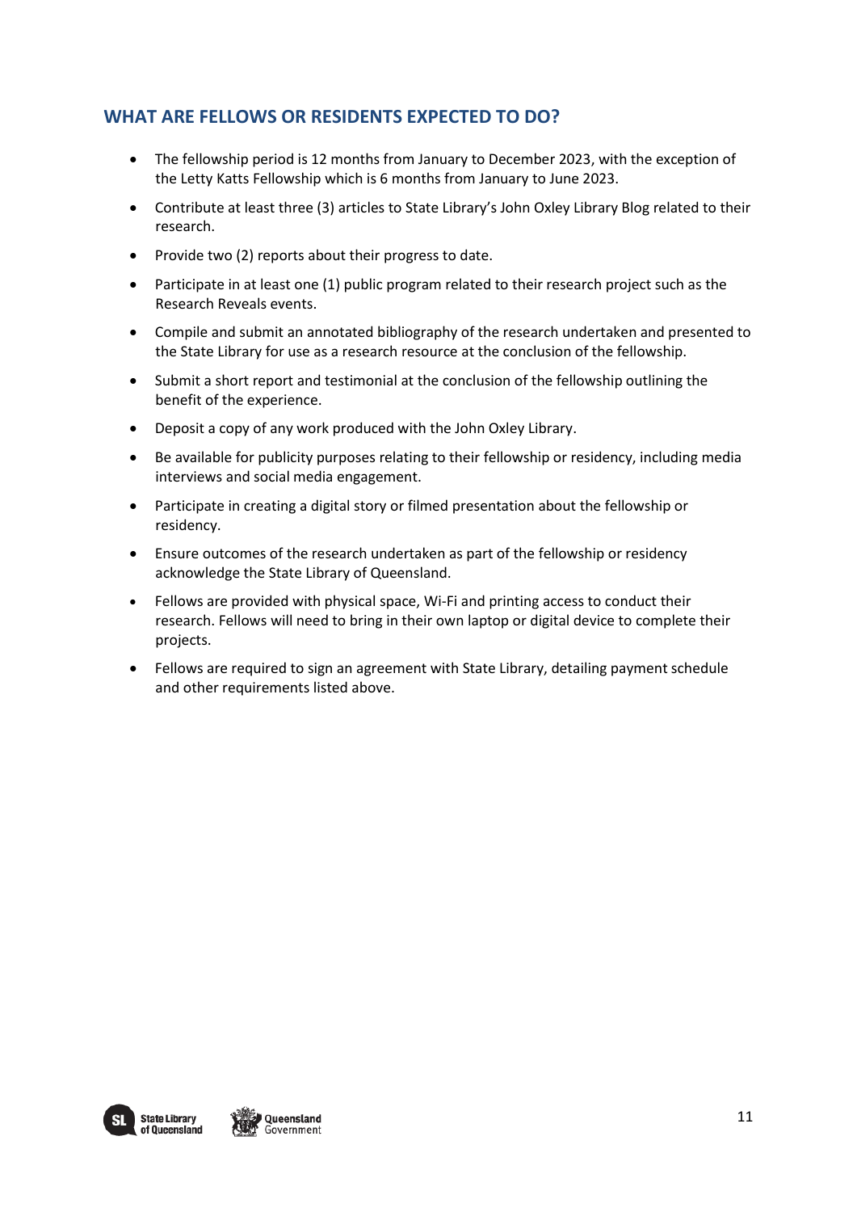## WHAT ARE FELLOWS OR RESIDENTS EXPECTED TO DO?

- The fellowship period is 12 months from January to December 2023, with the exception of the Letty Katts Fellowship which is 6 months from January to June 2023.
- Contribute at least three (3) articles to State Library's John Oxley Library Blog related to their research.
- Provide two (2) reports about their progress to date.
- Participate in at least one (1) public program related to their research project such as the Research Reveals events.
- Compile and submit an annotated bibliography of the research undertaken and presented to the State Library for use as a research resource at the conclusion of the fellowship.
- Submit a short report and testimonial at the conclusion of the fellowship outlining the benefit of the experience.
- Deposit a copy of any work produced with the John Oxley Library.
- Be available for publicity purposes relating to their fellowship or residency, including media interviews and social media engagement.
- Participate in creating a digital story or filmed presentation about the fellowship or residency.
- Ensure outcomes of the research undertaken as part of the fellowship or residency acknowledge the State Library of Queensland.
- Fellows are provided with physical space, Wi-Fi and printing access to conduct their research. Fellows will need to bring in their own laptop or digital device to complete their projects.
- Fellows are required to sign an agreement with State Library, detailing payment schedule and other requirements listed above.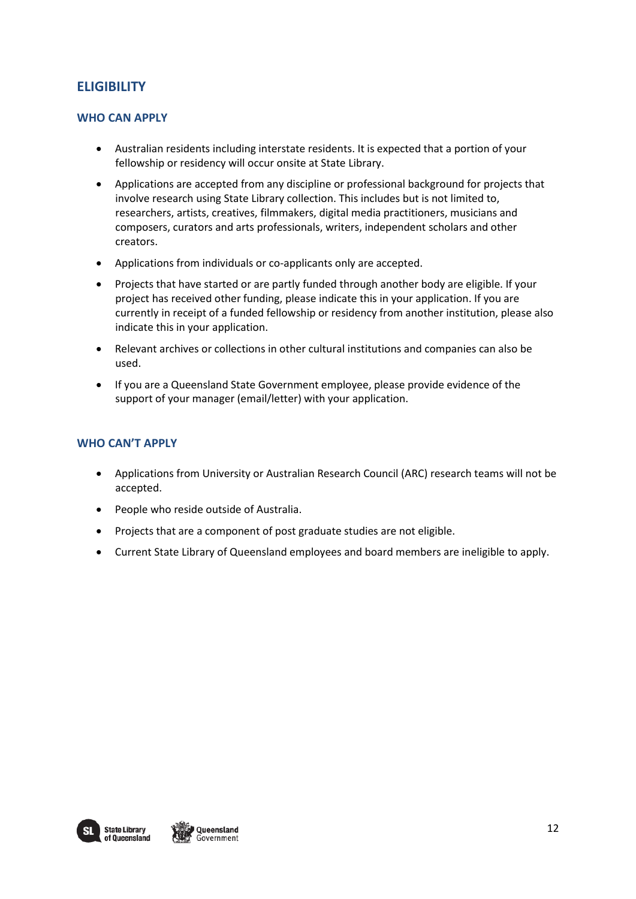## ELIGIBILITY

### WHO CAN APPLY

- Australian residents including interstate residents. It is expected that a portion of your fellowship or residency will occur onsite at State Library.
- Applications are accepted from any discipline or professional background for projects that involve research using State Library collection. This includes but is not limited to, researchers, artists, creatives, filmmakers, digital media practitioners, musicians and composers, curators and arts professionals, writers, independent scholars and other creators.
- Applications from individuals or co-applicants only are accepted.
- Projects that have started or are partly funded through another body are eligible. If your project has received other funding, please indicate this in your application. If you are currently in receipt of a funded fellowship or residency from another institution, please also indicate this in your application.
- Relevant archives or collections in other cultural institutions and companies can also be used.
- If you are a Queensland State Government employee, please provide evidence of the support of your manager (email/letter) with your application.

### WHO CAN'T APPLY

- Applications from University or Australian Research Council (ARC) research teams will not be accepted.
- People who reside outside of Australia.
- Projects that are a component of post graduate studies are not eligible.
- Current State Library of Queensland employees and board members are ineligible to apply.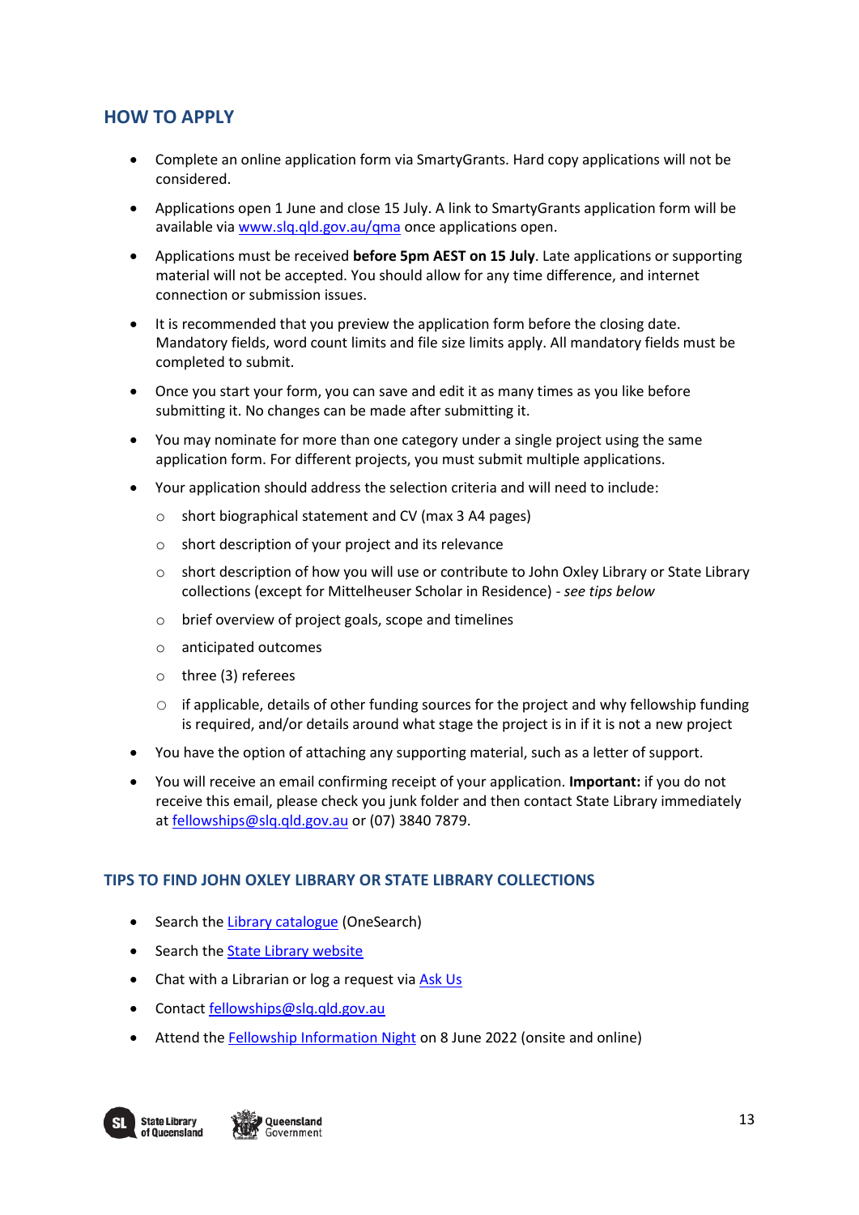## HOW TO APPLY

- Complete an online application form via SmartyGrants. Hard copy applications will not be considered.
- Applications open 1 June and close 15 July. A link to SmartyGrants application form will be available via [www.slq.qld.gov.au/qma](www.slq.qld.gov.au/qma) once applications open.
- Applications must be received **before 5pm AEST on 15 July**. Late applications or supporting material will not be accepted. You should allow for any time difference, and internet connection or submission issues.
- It is recommended that you preview the application form before the closing date. Mandatory fields, word count limits and file size limits apply. All mandatory fields must be completed to submit.
- Once you start your form, you can save and edit it as many times as you like before submitting it. No changes can be made after submitting it.
- You may nominate for more than one category under a single project using the same application form. For different projects, you must submit multiple applications.
- Your application should address the selection criteria and will need to include:
    - short biographical statement and CV (max 3 A4 pages)
    - short description of your project and its relevance
    - short description of how you will use or contribute to John Oxley Library or State Library collections (except for Mittelheuser Scholar in Residence) - *see tips below*
    - brief overview of project goals, scope and timelines
    - anticipated outcomes
    - three (3) referees
    - if applicable, details of other funding sources for the project and why fellowship funding is required, and/or details around what stage the project is in if it is not a new project
- You have the option of attaching any supporting material, such as a letter of support.
- You will receive an email confirming receipt of your application. **Important:** if you do not receive this email, please check you junk folder and then contact State Library immediately at [fellowships@slq.qld.gov.au](mailto:fellowships@slq.qld.gov.au) or (07) 3840 7879.

### TIPS TO FIND JOHN OXLEY LIBRARY OR STATE LIBRARY COLLECTIONS

- Search the Library catalogue (OneSearch)
- Search the State Library website
- Chat with a Librarian or log a request via Ask Us
- Contact [fellowships@slq.qld.gov.au](mailto:fellowships@slq.qld.gov.au)
- Attend the Fellowship Information Night on 8 June 2022 (onsite and online)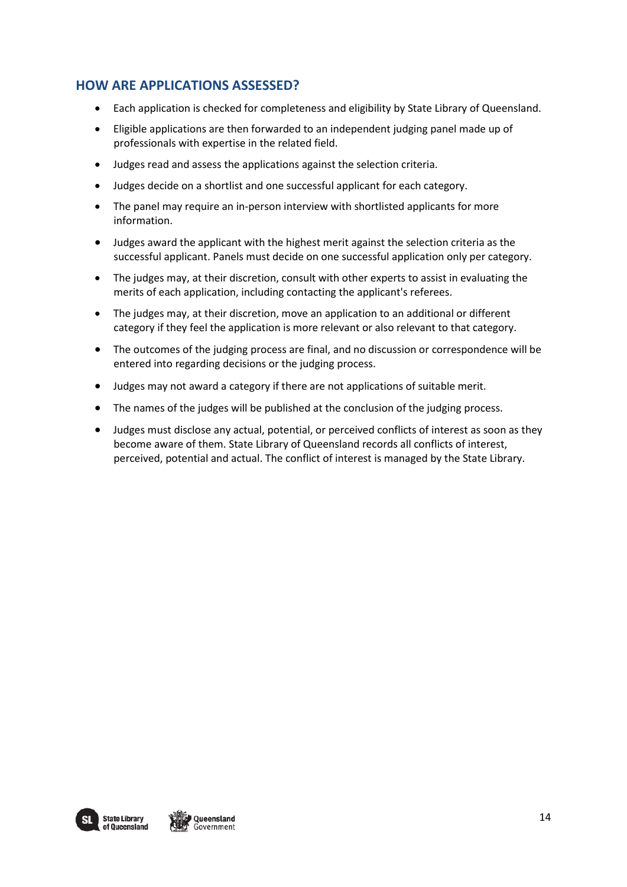## HOW ARE APPLICATIONS ASSESSED?

- Each application is checked for completeness and eligibility by State Library of Queensland.
- Eligible applications are then forwarded to an independent judging panel made up of professionals with expertise in the related field.
- Judges read and assess the applications against the selection criteria.
- Judges decide on a shortlist and one successful applicant for each category.
- The panel may require an in-person interview with shortlisted applicants for more information.
- Judges award the applicant with the highest merit against the selection criteria as the successful applicant. Panels must decide on one successful application only per category.
- The judges may, at their discretion, consult with other experts to assist in evaluating the merits of each application, including contacting the applicant's referees.
- The judges may, at their discretion, move an application to an additional or different category if they feel the application is more relevant or also relevant to that category.
- The outcomes of the judging process are final, and no discussion or correspondence will be entered into regarding decisions or the judging process.
- Judges may not award a category if there are not applications of suitable merit.
- The names of the judges will be published at the conclusion of the judging process.
- Judges must disclose any actual, potential, or perceived conflicts of interest as soon as they become aware of them. State Library of Queensland records all conflicts of interest, perceived, potential and actual. The conflict of interest is managed by the State Library.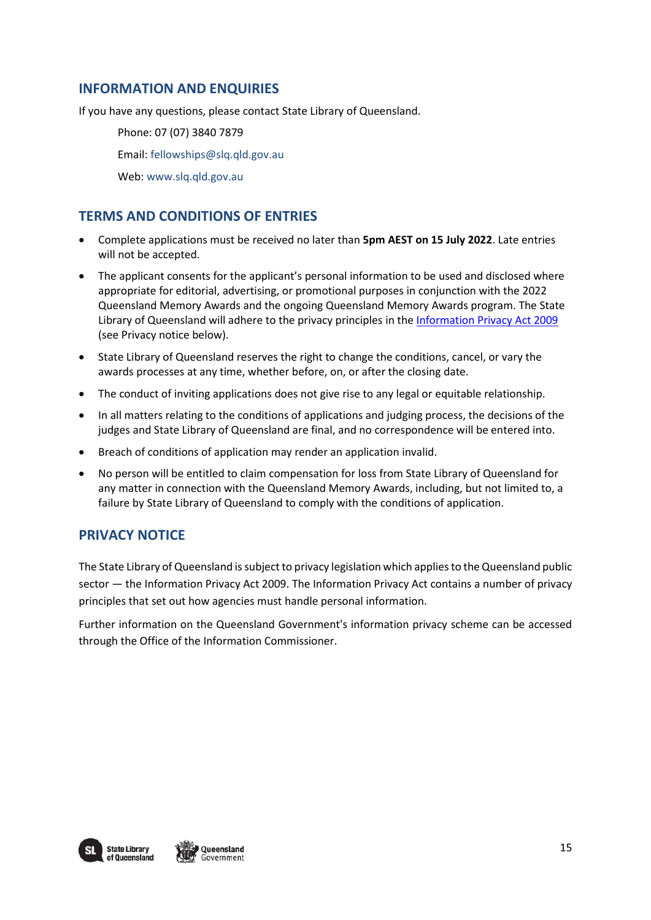## INFORMATION AND ENQUIRIES

If you have any questions, please contact State Library of Queensland.

Phone: 07 (07) 3840 7879

Email: fellowships@slq.qld.gov.au

Web: www.slq.qld.gov.au

## TERMS AND CONDITIONS OF ENTRIES

- Complete applications must be received no later than **5pm AEST on 15 July 2022**. Late entries will not be accepted.
- The applicant consents for the applicant's personal information to be used and disclosed where appropriate for editorial, advertising, or promotional purposes in conjunction with the 2022 Queensland Memory Awards and the ongoing Queensland Memory Awards program. The State Library of Queensland will adhere to the privacy principles in the Information Privacy Act 2009 (see Privacy notice below).
- State Library of Queensland reserves the right to change the conditions, cancel, or vary the awards processes at any time, whether before, on, or after the closing date.
- The conduct of inviting applications does not give rise to any legal or equitable relationship.
- In all matters relating to the conditions of applications and judging process, the decisions of the judges and State Library of Queensland are final, and no correspondence will be entered into.
- Breach of conditions of application may render an application invalid.
- No person will be entitled to claim compensation for loss from State Library of Queensland for any matter in connection with the Queensland Memory Awards, including, but not limited to, a failure by State Library of Queensland to comply with the conditions of application.

## PRIVACY NOTICE

The State Library of Queensland is subject to privacy legislation which applies to the Queensland public sector — the Information Privacy Act 2009. The Information Privacy Act contains a number of privacy principles that set out how agencies must handle personal information.

Further information on the Queensland Government's information privacy scheme can be accessed through the Office of the Information Commissioner.